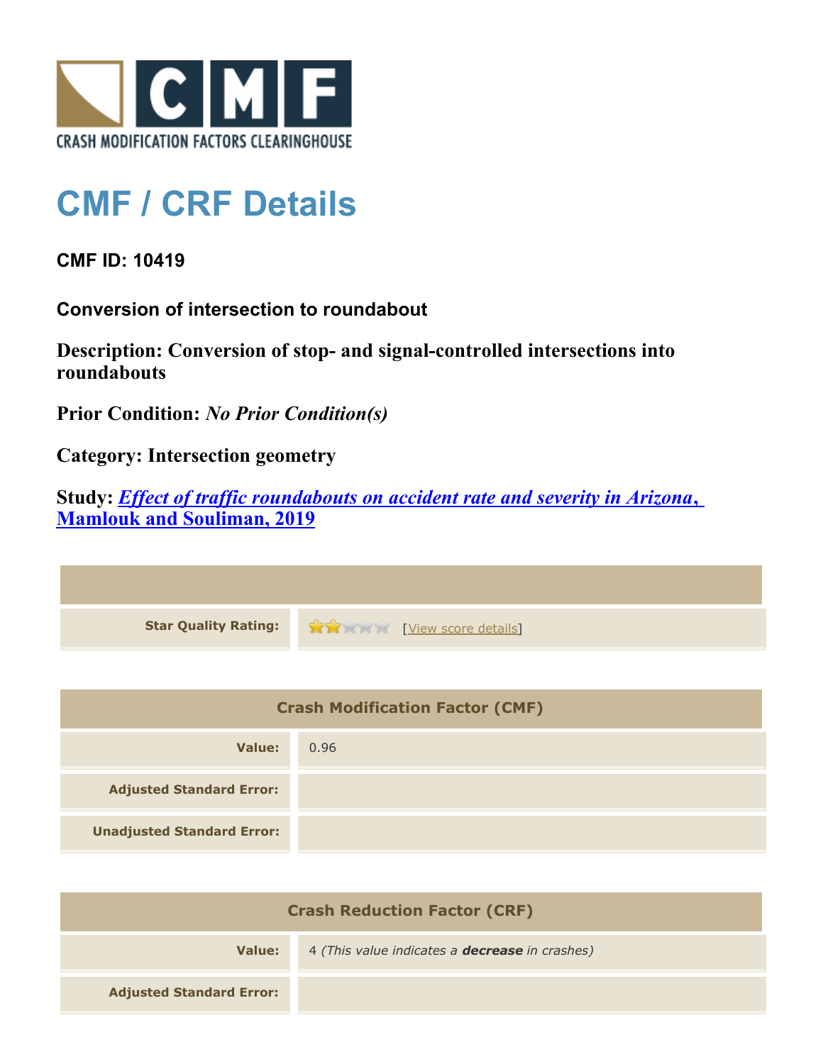CRASH MODIFICATION FACTORS CLEARINGHOUSE

# CMF / CRF Details

**CMF ID: 10419**

**Conversion of intersection to roundabout**

**Description: Conversion of stop- and signal-controlled intersections into roundabouts**

**Prior Condition:** *No Prior Condition(s)*

**Category: Intersection geometry**

**Study:** ***Effect of traffic roundabouts on accident rate and severity in Arizona, Mamlouk and Souliman, 2019***

| | |
|---|---|
| **Star Quality Rating:** | 2 of 5 stars [View score details] |

| Crash Modification Factor (CMF) | |
|---|---|
| **Value:** | 0.96 |
| **Adjusted Standard Error:** | |
| **Unadjusted Standard Error:** | |

| Crash Reduction Factor (CRF) | |
|---|---|
| **Value:** | 4 *(This value indicates a **decrease** in crashes)* |
| **Adjusted Standard Error:** | |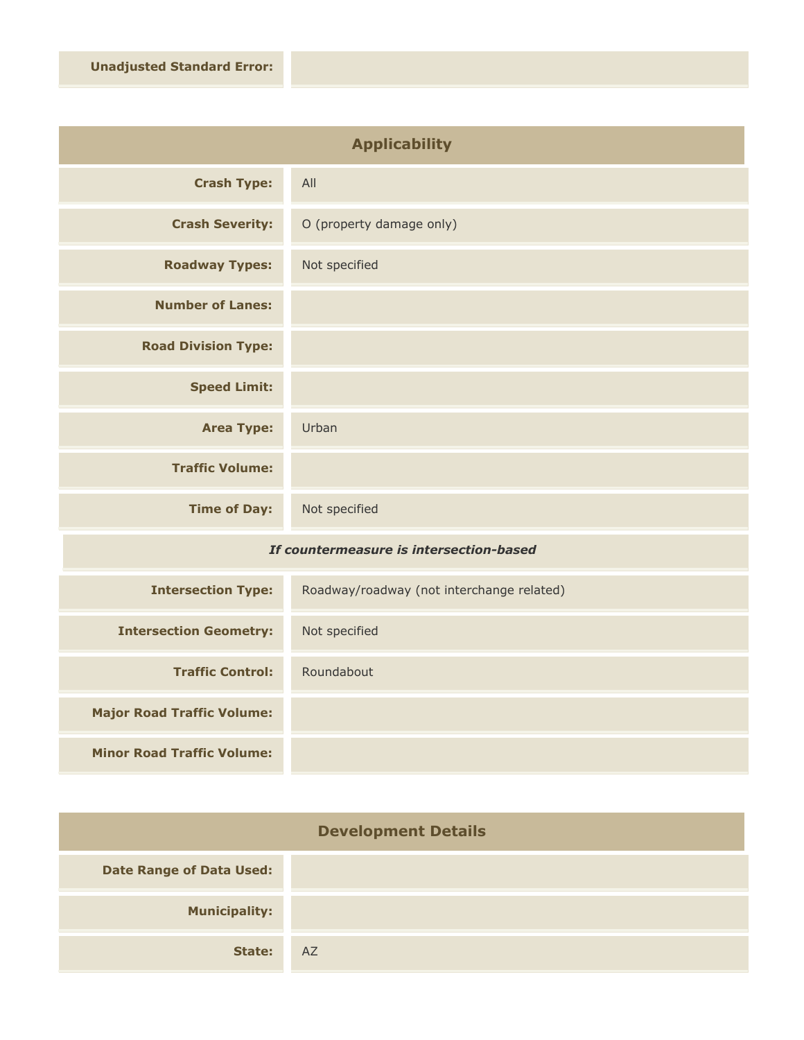| | |
|---|---|
| **Unadjusted Standard Error:** | |

## Applicability

| | |
|---|---|
| **Crash Type:** | All |
| **Crash Severity:** | O (property damage only) |
| **Roadway Types:** | Not specified |
| **Number of Lanes:** | |
| **Road Division Type:** | |
| **Speed Limit:** | |
| **Area Type:** | Urban |
| **Traffic Volume:** | |
| **Time of Day:** | Not specified |
| ***If countermeasure is intersection-based*** | |
| **Intersection Type:** | Roadway/roadway (not interchange related) |
| **Intersection Geometry:** | Not specified |
| **Traffic Control:** | Roundabout |
| **Major Road Traffic Volume:** | |
| **Minor Road Traffic Volume:** | |

## Development Details

| | |
|---|---|
| **Date Range of Data Used:** | |
| **Municipality:** | |
| **State:** | AZ |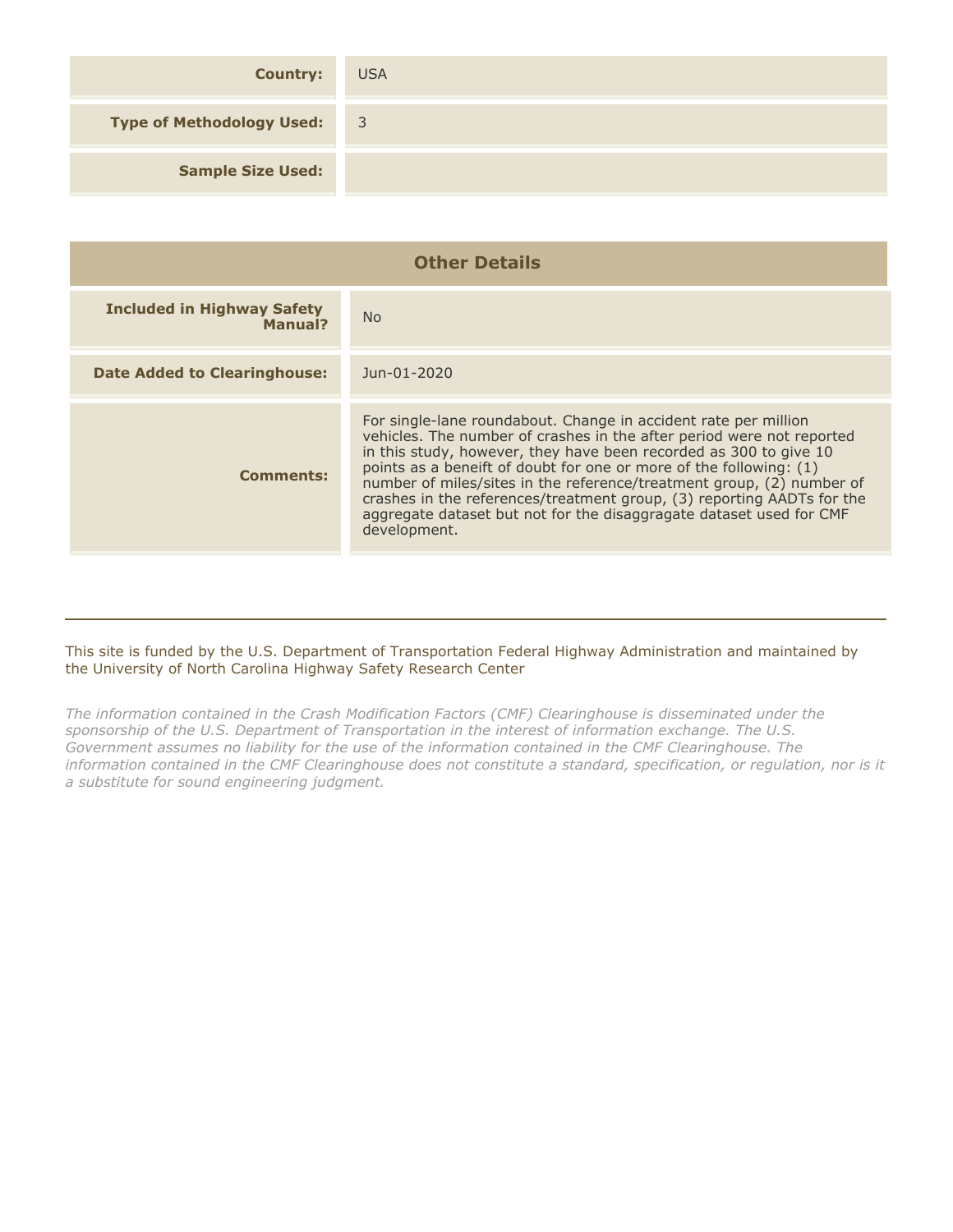| | |
|---|---|
| **Country:** | USA |
| **Type of Methodology Used:** | 3 |
| **Sample Size Used:** | |

## Other Details

| | |
|---|---|
| **Included in Highway Safety Manual?** | No |
| **Date Added to Clearinghouse:** | Jun-01-2020 |
| **Comments:** | For single-lane roundabout. Change in accident rate per million vehicles. The number of crashes in the after period were not reported in this study, however, they have been recorded as 300 to give 10 points as a beneift of doubt for one or more of the following: (1) number of miles/sites in the reference/treatment group, (2) number of crashes in the references/treatment group, (3) reporting AADTs for the aggregate dataset but not for the disaggragate dataset used for CMF development. |

---

This site is funded by the U.S. Department of Transportation Federal Highway Administration and maintained by the University of North Carolina Highway Safety Research Center

*The information contained in the Crash Modification Factors (CMF) Clearinghouse is disseminated under the sponsorship of the U.S. Department of Transportation in the interest of information exchange. The U.S. Government assumes no liability for the use of the information contained in the CMF Clearinghouse. The information contained in the CMF Clearinghouse does not constitute a standard, specification, or regulation, nor is it a substitute for sound engineering judgment.*